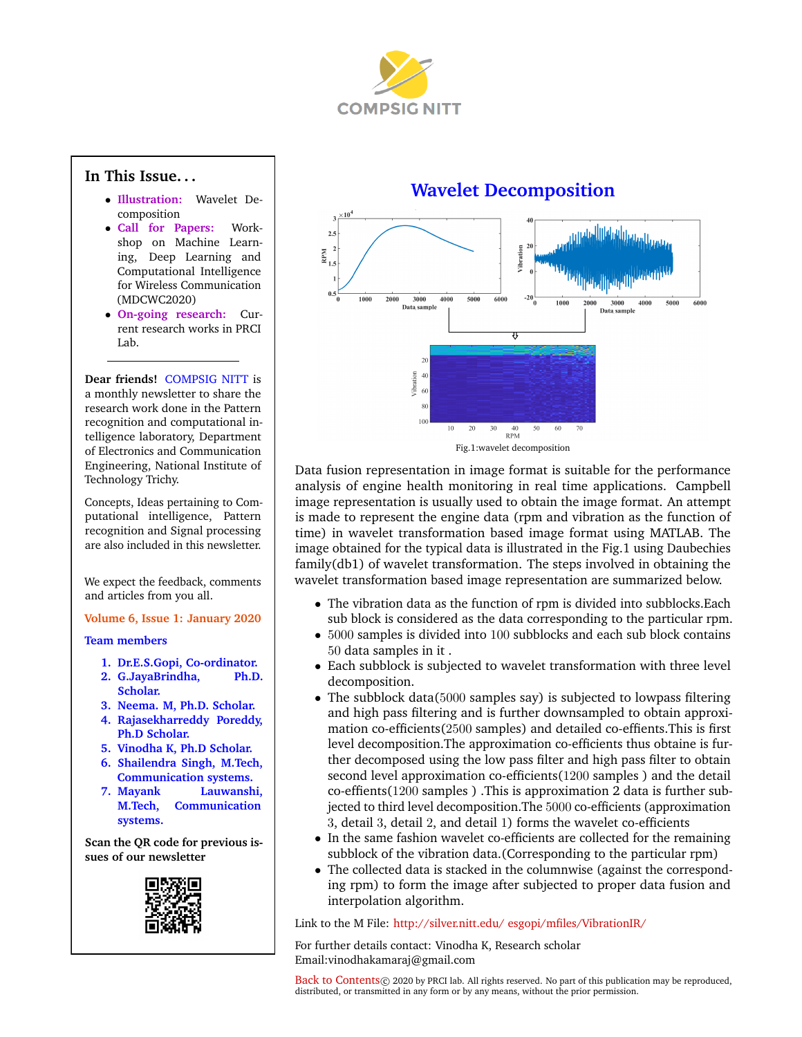COMPSIG NITT

## In This Issue...

- **Illustration:** Wavelet Decomposition
- **Call for Papers:** Workshop on Machine Learning, Deep Learning and Computational Intelligence for Wireless Communication (MDCWC2020)
- **On-going research:** Current research works in PRCI Lab.

---

**Dear friends!** COMPSIG NITT is a monthly newsletter to share the research work done in the Pattern recognition and computational intelligence laboratory, Department of Electronics and Communication Engineering, National Institute of Technology Trichy.

Concepts, Ideas pertaining to Computational intelligence, Pattern recognition and Signal processing are also included in this newsletter.

We expect the feedback, comments and articles from you all.

**Volume 6, Issue 1: January 2020**

**Team members**

1. **Dr.E.S.Gopi, Co-ordinator.**
2. **G.JayaBrindha, Ph.D. Scholar.**
3. **Neema. M, Ph.D. Scholar.**
4. **Rajasekharreddy Poreddy, Ph.D Scholar.**
5. **Vinodha K, Ph.D Scholar.**
6. **Shailendra Singh, M.Tech, Communication systems.**
7. **Mayank Lauwanshi, M.Tech, Communication systems.**

**Scan the QR code for previous issues of our newsletter**

# Wavelet Decomposition

Fig.1:wavelet decomposition

Data fusion representation in image format is suitable for the performance analysis of engine health monitoring in real time applications. Campbell image representation is usually used to obtain the image format. An attempt is made to represent the engine data (rpm and vibration as the function of time) in wavelet transformation based image format using MATLAB. The image obtained for the typical data is illustrated in the Fig.1 using Daubechies family(db1) of wavelet transformation. The steps involved in obtaining the wavelet transformation based image representation are summarized below.

- The vibration data as the function of rpm is divided into subblocks.Each sub block is considered as the data corresponding to the particular rpm.
- $5000$ samples is divided into $100$ subblocks and each sub block contains $50$ data samples in it .
- Each subblock is subjected to wavelet transformation with three level decomposition.
- The subblock data($5000$ samples say) is subjected to lowpass filtering and high pass filtering and is further downsampled to obtain approximation co-efficients($2500$ samples) and detailed co-effients.This is first level decomposition.The approximation co-efficients thus obtaine is further decomposed using the low pass filter and high pass filter to obtain second level approximation co-efficients($1200$ samples ) and the detail co-effients($1200$ samples ) .This is approximation 2 data is further subjected to third level decomposition.The $5000$ co-efficients (approximation $3$, detail $3$, detail $2$, and detail $1$) forms the wavelet co-efficients
- In the same fashion wavelet co-efficients are collected for the remaining subblock of the vibration data.(Corresponding to the particular rpm)
- The collected data is stacked in the columnwise (against the corresponding rpm) to form the image after subjected to proper data fusion and interpolation algorithm.

Link to the M File: http://silver.nitt.edu/ esgopi/mfiles/VibrationIR/

For further details contact: Vinodha K, Research scholar
Email:vinodhakamaraj@gmail.com

Back to Contents© 2020 by PRCI lab. All rights reserved. No part of this publication may be reproduced, distributed, or transmitted in any form or by any means, without the prior permission.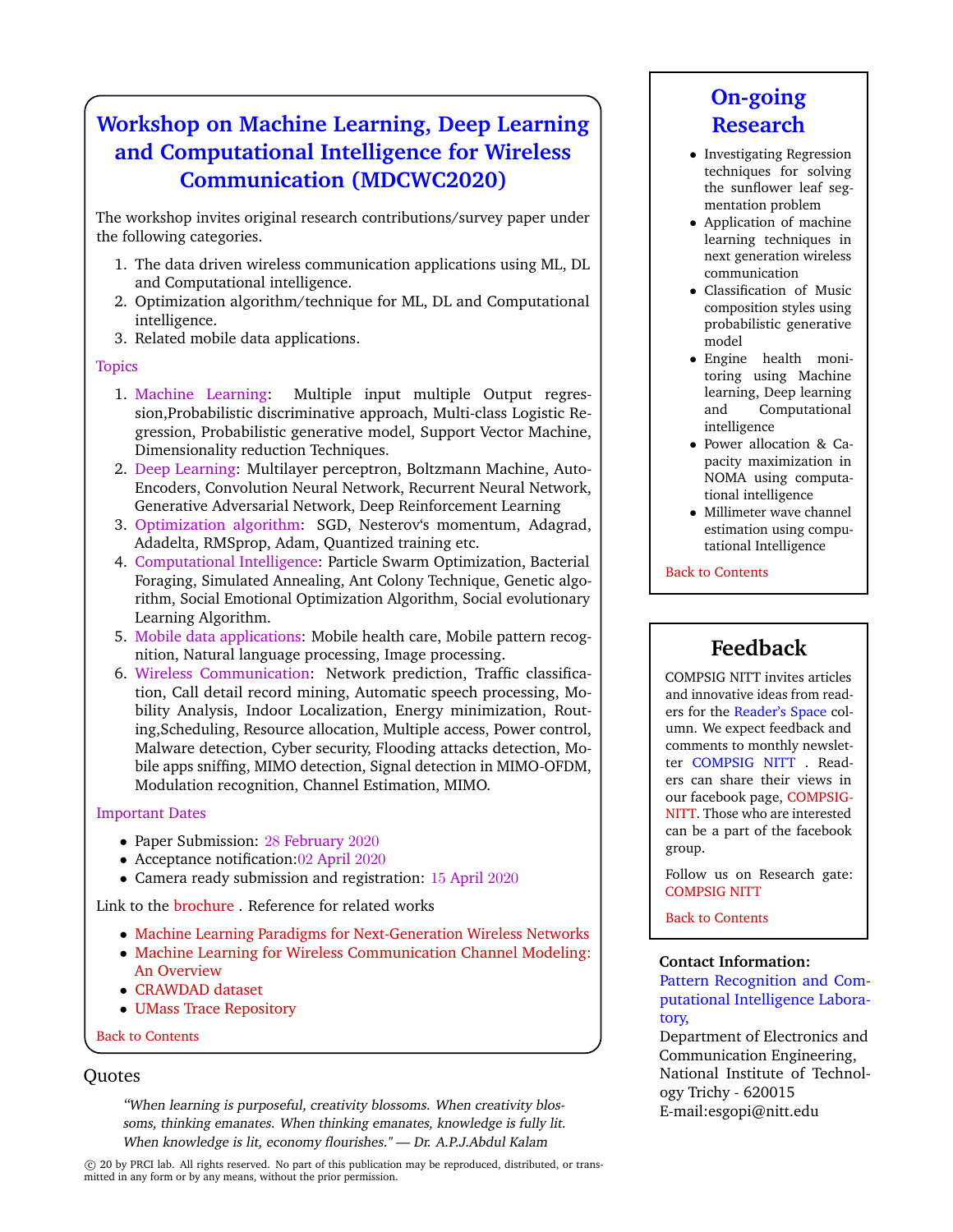## Workshop on Machine Learning, Deep Learning and Computational Intelligence for Wireless Communication (MDCWC2020)

The workshop invites original research contributions/survey paper under the following categories.

1. The data driven wireless communication applications using ML, DL and Computational intelligence.
2. Optimization algorithm/technique for ML, DL and Computational intelligence.
3. Related mobile data applications.

### Topics

1. Machine Learning: Multiple input multiple Output regression,Probabilistic discriminative approach, Multi-class Logistic Regression, Probabilistic generative model, Support Vector Machine, Dimensionality reduction Techniques.
2. Deep Learning: Multilayer perceptron, Boltzmann Machine, Auto-Encoders, Convolution Neural Network, Recurrent Neural Network, Generative Adversarial Network, Deep Reinforcement Learning
3. Optimization algorithm: SGD, Nesterov's momentum, Adagrad, Adadelta, RMSprop, Adam, Quantized training etc.
4. Computational Intelligence: Particle Swarm Optimization, Bacterial Foraging, Simulated Annealing, Ant Colony Technique, Genetic algorithm, Social Emotional Optimization Algorithm, Social evolutionary Learning Algorithm.
5. Mobile data applications: Mobile health care, Mobile pattern recognition, Natural language processing, Image processing.
6. Wireless Communication: Network prediction, Traffic classification, Call detail record mining, Automatic speech processing, Mobility Analysis, Indoor Localization, Energy minimization, Routing,Scheduling, Resource allocation, Multiple access, Power control, Malware detection, Cyber security, Flooding attacks detection, Mobile apps sniffing, MIMO detection, Signal detection in MIMO-OFDM, Modulation recognition, Channel Estimation, MIMO.

### Important Dates

- Paper Submission: 28 February 2020
- Acceptance notification:02 April 2020
- Camera ready submission and registration: 15 April 2020

Link to the brochure . Reference for related works

- Machine Learning Paradigms for Next-Generation Wireless Networks
- Machine Learning for Wireless Communication Channel Modeling: An Overview
- CRAWDAD dataset
- UMass Trace Repository

Back to Contents

## Quotes

*"When learning is purposeful, creativity blossoms. When creativity blossoms, thinking emanates. When thinking emanates, knowledge is fully lit. When knowledge is lit, economy flourishes." — Dr. A.P.J.Abdul Kalam*

## On-going Research

- Investigating Regression techniques for solving the sunflower leaf segmentation problem
- Application of machine learning techniques in next generation wireless communication
- Classification of Music composition styles using probabilistic generative model
- Engine health monitoring using Machine learning, Deep learning and Computational intelligence
- Power allocation & Capacity maximization in NOMA using computational intelligence
- Millimeter wave channel estimation using computational Intelligence

Back to Contents

## Feedback

COMPSIG NITT invites articles and innovative ideas from readers for the Reader's Space column. We expect feedback and comments to monthly newsletter COMPSIG NITT . Readers can share their views in our facebook page, COMPSIG-NITT. Those who are interested can be a part of the facebook group.

Follow us on Research gate: COMPSIG NITT

Back to Contents

**Contact Information:**
Pattern Recognition and Computational Intelligence Laboratory,
Department of Electronics and Communication Engineering,
National Institute of Technology Trichy - 620015
E-mail:esgopi@nitt.edu

© 20 by PRCI lab. All rights reserved. No part of this publication may be reproduced, distributed, or transmitted in any form or by any means, without the prior permission.